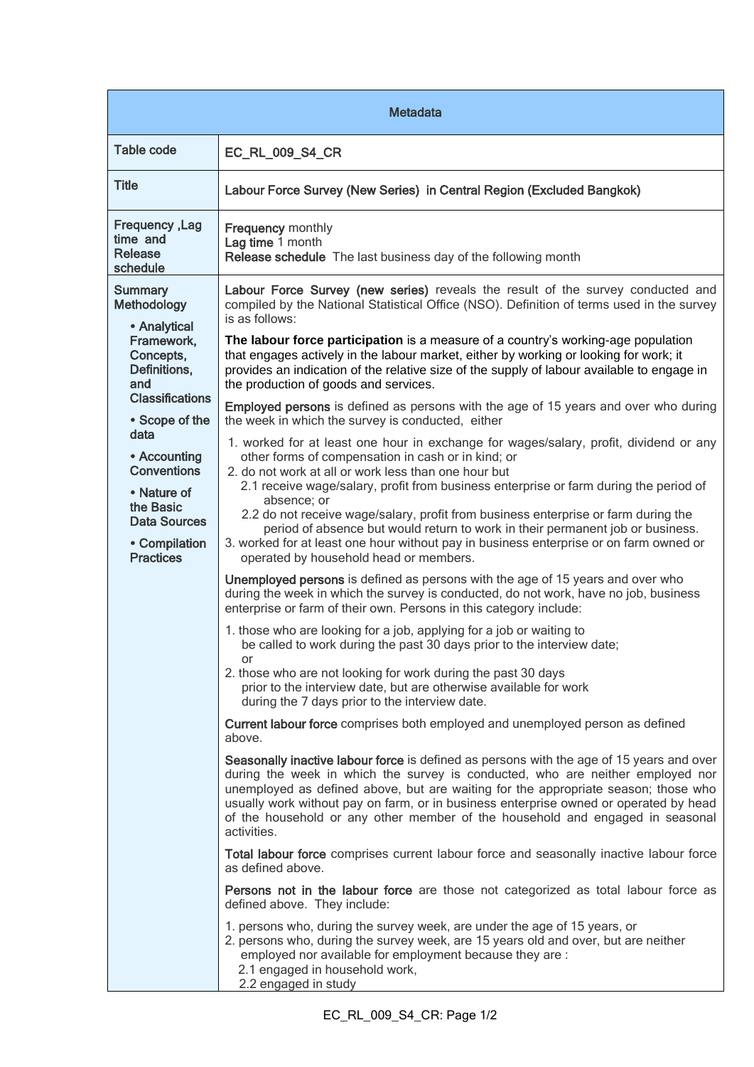| Metadata | |
|---|---|
| Table code | EC_RL_009_S4_CR |
| Title | Labour Force Survey (New Series) in Central Region (Excluded Bangkok) |
| Frequency ,Lag time and Release schedule | **Frequency** monthly<br>**Lag time** 1 month<br>**Release schedule** The last business day of the following month |
| Summary Methodology<br>• Analytical Framework, Concepts, Definitions, and Classifications<br>• Scope of the data<br>• Accounting Conventions<br>• Nature of the Basic Data Sources<br>• Compilation Practices | **Labour Force Survey (new series)** reveals the result of the survey conducted and compiled by the National Statistical Office (NSO). Definition of terms used in the survey is as follows:<br><br>**The labour force participation** is a measure of a country's working-age population that engages actively in the labour market, either by working or looking for work; it provides an indication of the relative size of the supply of labour available to engage in the production of goods and services.<br><br>**Employed persons** is defined as persons with the age of 15 years and over who during the week in which the survey is conducted, either<br>1. worked for at least one hour in exchange for wages/salary, profit, dividend or any other forms of compensation in cash or in kind; or<br>2. do not work at all or work less than one hour but<br>2.1 receive wage/salary, profit from business enterprise or farm during the period of absence; or<br>2.2 do not receive wage/salary, profit from business enterprise or farm during the period of absence but would return to work in their permanent job or business.<br>3. worked for at least one hour without pay in business enterprise or on farm owned or operated by household head or members.<br><br>**Unemployed persons** is defined as persons with the age of 15 years and over who during the week in which the survey is conducted, do not work, have no job, business enterprise or farm of their own. Persons in this category include:<br>1. those who are looking for a job, applying for a job or waiting to be called to work during the past 30 days prior to the interview date; or<br>2. those who are not looking for work during the past 30 days prior to the interview date, but are otherwise available for work during the 7 days prior to the interview date.<br><br>**Current labour force** comprises both employed and unemployed person as defined above.<br><br>**Seasonally inactive labour force** is defined as persons with the age of 15 years and over during the week in which the survey is conducted, who are neither employed nor unemployed as defined above, but are waiting for the appropriate season; those who usually work without pay on farm, or in business enterprise owned or operated by head of the household or any other member of the household and engaged in seasonal activities.<br><br>**Total labour force** comprises current labour force and seasonally inactive labour force as defined above.<br><br>**Persons not in the labour force** are those not categorized as total labour force as defined above. They include:<br>1. persons who, during the survey week, are under the age of 15 years, or<br>2. persons who, during the survey week, are 15 years old and over, but are neither employed nor available for employment because they are :<br>2.1 engaged in household work,<br>2.2 engaged in study |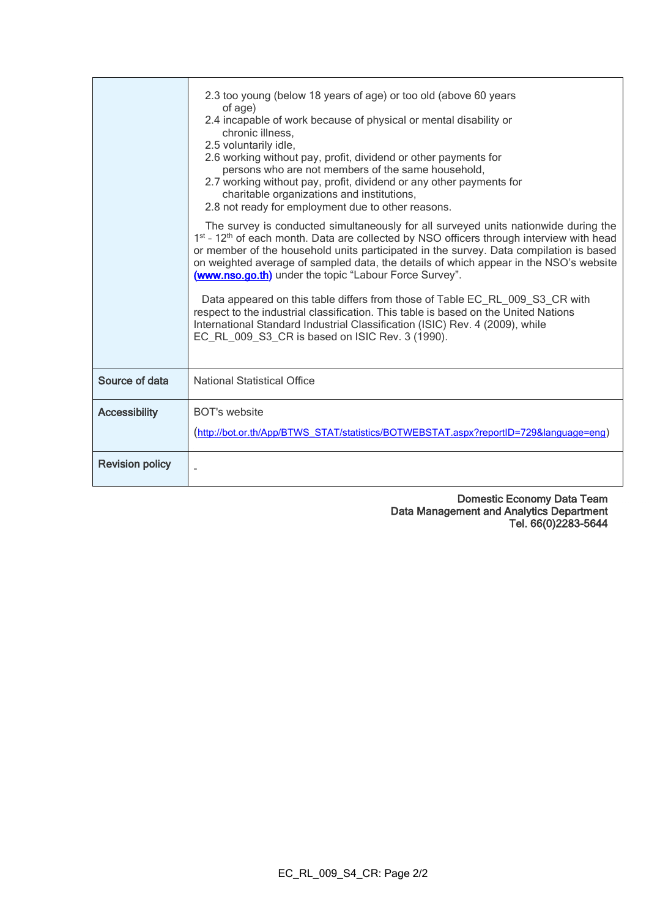| | |
|---|---|
| | 2.3 too young (below 18 years of age) or too old (above 60 years of age)<br>2.4 incapable of work because of physical or mental disability or chronic illness,<br>2.5 voluntarily idle,<br>2.6 working without pay, profit, dividend or other payments for persons who are not members of the same household,<br>2.7 working without pay, profit, dividend or any other payments for charitable organizations and institutions,<br>2.8 not ready for employment due to other reasons.<br><br>The survey is conducted simultaneously for all surveyed units nationwide during the 1st – 12th of each month. Data are collected by NSO officers through interview with head or member of the household units participated in the survey. Data compilation is based on weighted average of sampled data, the details of which appear in the NSO's website **(www.nso.go.th)** under the topic "Labour Force Survey".<br><br>Data appeared on this table differs from those of Table EC_RL_009_S3_CR with respect to the industrial classification. This table is based on the United Nations International Standard Industrial Classification (ISIC) Rev. 4 (2009), while EC_RL_009_S3_CR is based on ISIC Rev. 3 (1990). |
| **Source of data** | National Statistical Office |
| **Accessibility** | BOT's website<br>(http://bot.or.th/App/BTWS_STAT/statistics/BOTWEBSTAT.aspx?reportID=729&language=eng) |
| **Revision policy** | - |

**Domestic Economy Data Team**
**Data Management and Analytics Department**
**Tel. 66(0)2283-5644**